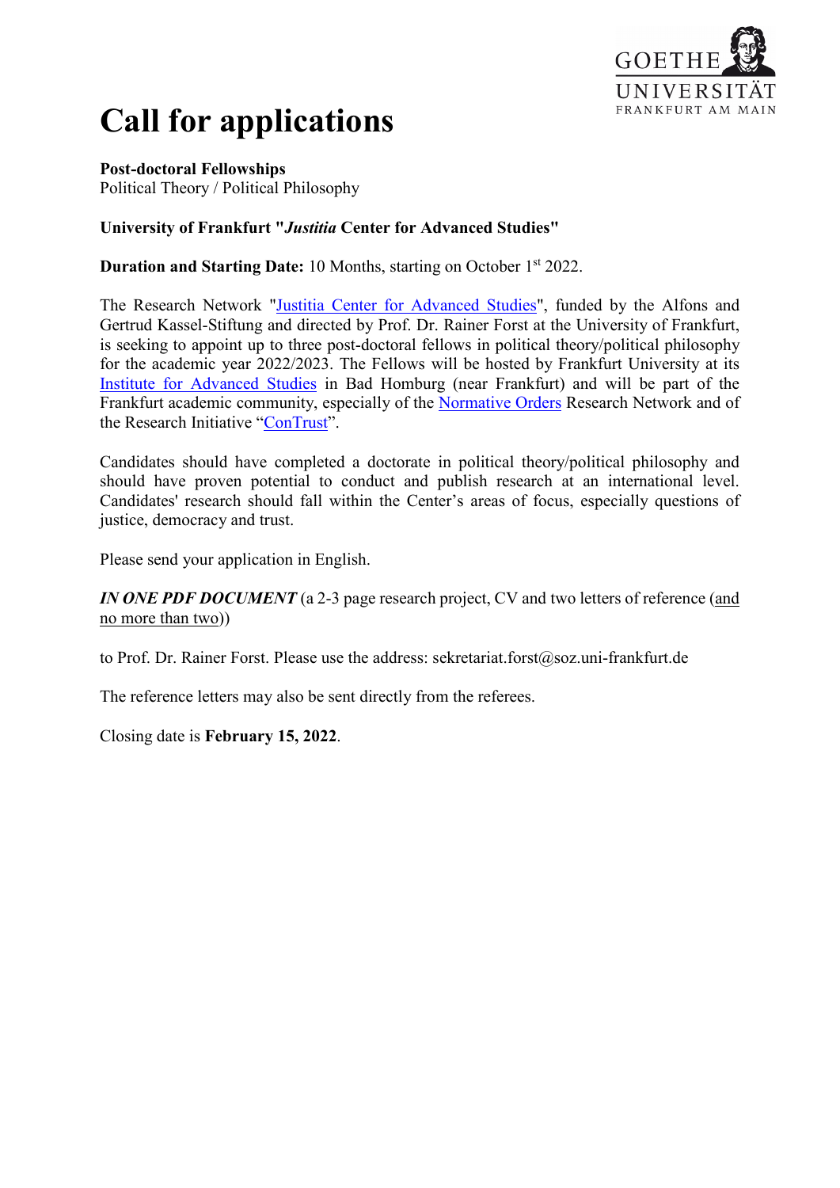GOETHE UNIVERSITÄT FRANKFURT AM MAIN

# Call for applications

**Post-doctoral Fellowships**
Political Theory / Political Philosophy

**University of Frankfurt "*Justitia* Center for Advanced Studies"**

**Duration and Starting Date:** 10 Months, starting on October 1st 2022.

The Research Network "Justitia Center for Advanced Studies", funded by the Alfons and Gertrud Kassel-Stiftung and directed by Prof. Dr. Rainer Forst at the University of Frankfurt, is seeking to appoint up to three post-doctoral fellows in political theory/political philosophy for the academic year 2022/2023. The Fellows will be hosted by Frankfurt University at its Institute for Advanced Studies in Bad Homburg (near Frankfurt) and will be part of the Frankfurt academic community, especially of the Normative Orders Research Network and of the Research Initiative "ConTrust".

Candidates should have completed a doctorate in political theory/political philosophy and should have proven potential to conduct and publish research at an international level. Candidates' research should fall within the Center's areas of focus, especially questions of justice, democracy and trust.

Please send your application in English.

***IN ONE PDF DOCUMENT*** (a 2-3 page research project, CV and two letters of reference (and no more than two))

to Prof. Dr. Rainer Forst. Please use the address: sekretariat.forst@soz.uni-frankfurt.de

The reference letters may also be sent directly from the referees.

Closing date is **February 15, 2022**.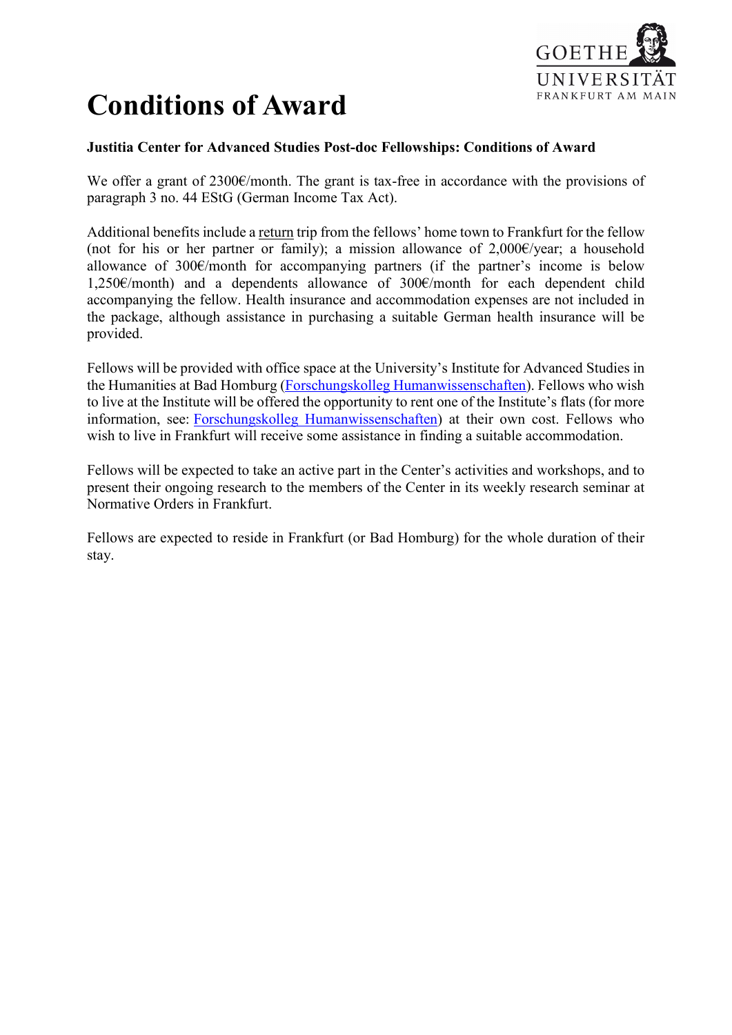# Conditions of Award

**Justitia Center for Advanced Studies Post-doc Fellowships: Conditions of Award**

We offer a grant of 2300€/month. The grant is tax-free in accordance with the provisions of paragraph 3 no. 44 EStG (German Income Tax Act).

Additional benefits include a return trip from the fellows' home town to Frankfurt for the fellow (not for his or her partner or family); a mission allowance of 2,000€/year; a household allowance of 300€/month for accompanying partners (if the partner's income is below 1,250€/month) and a dependents allowance of 300€/month for each dependent child accompanying the fellow. Health insurance and accommodation expenses are not included in the package, although assistance in purchasing a suitable German health insurance will be provided.

Fellows will be provided with office space at the University's Institute for Advanced Studies in the Humanities at Bad Homburg (Forschungskolleg Humanwissenschaften). Fellows who wish to live at the Institute will be offered the opportunity to rent one of the Institute's flats (for more information, see: Forschungskolleg Humanwissenschaften) at their own cost. Fellows who wish to live in Frankfurt will receive some assistance in finding a suitable accommodation.

Fellows will be expected to take an active part in the Center's activities and workshops, and to present their ongoing research to the members of the Center in its weekly research seminar at Normative Orders in Frankfurt.

Fellows are expected to reside in Frankfurt (or Bad Homburg) for the whole duration of their stay.